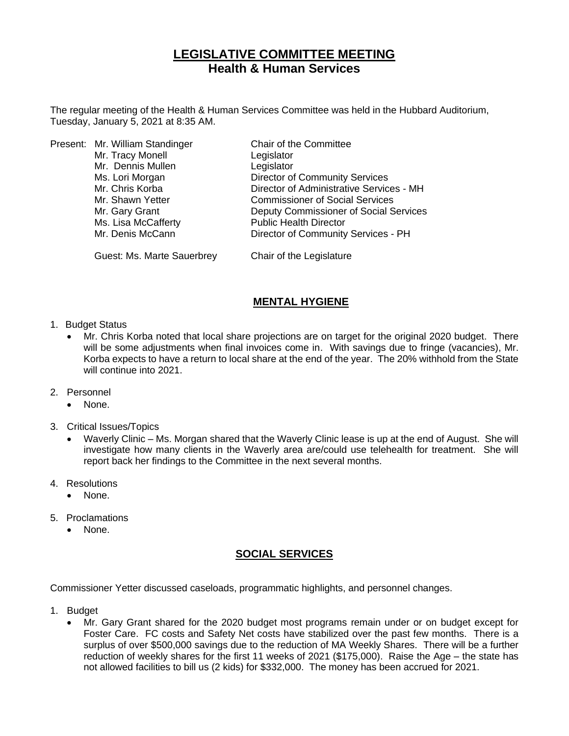# LEGISLATIVE COMMITTEE MEETING
## Health & Human Services

The regular meeting of the Health & Human Services Committee was held in the Hubbard Auditorium, Tuesday, January 5, 2021 at 8:35 AM.

| Present: | | |
|---|---|---|
| | Mr. William Standinger | Chair of the Committee |
| | Mr. Tracy Monell | Legislator |
| | Mr. Dennis Mullen | Legislator |
| | Ms. Lori Morgan | Director of Community Services |
| | Mr. Chris Korba | Director of Administrative Services - MH |
| | Mr. Shawn Yetter | Commissioner of Social Services |
| | Mr. Gary Grant | Deputy Commissioner of Social Services |
| | Ms. Lisa McCafferty | Public Health Director |
| | Mr. Denis McCann | Director of Community Services - PH |
| | Guest: Ms. Marte Sauerbrey | Chair of the Legislature |

## MENTAL HYGIENE

1. Budget Status
   - Mr. Chris Korba noted that local share projections are on target for the original 2020 budget. There will be some adjustments when final invoices come in. With savings due to fringe (vacancies), Mr. Korba expects to have a return to local share at the end of the year. The 20% withhold from the State will continue into 2021.
2. Personnel
   - None.
3. Critical Issues/Topics
   - Waverly Clinic – Ms. Morgan shared that the Waverly Clinic lease is up at the end of August. She will investigate how many clients in the Waverly area are/could use telehealth for treatment. She will report back her findings to the Committee in the next several months.
4. Resolutions
   - None.
5. Proclamations
   - None.

## SOCIAL SERVICES

Commissioner Yetter discussed caseloads, programmatic highlights, and personnel changes.

1. Budget
   - Mr. Gary Grant shared for the 2020 budget most programs remain under or on budget except for Foster Care. FC costs and Safety Net costs have stabilized over the past few months. There is a surplus of over $500,000 savings due to the reduction of MA Weekly Shares. There will be a further reduction of weekly shares for the first 11 weeks of 2021 ($175,000). Raise the Age – the state has not allowed facilities to bill us (2 kids) for $332,000. The money has been accrued for 2021.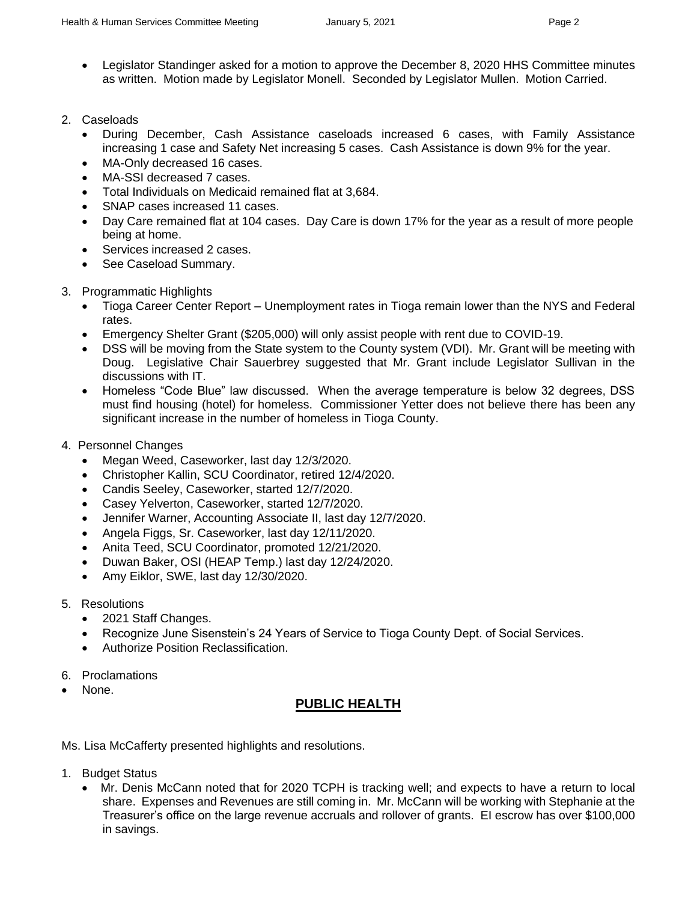- Legislator Standinger asked for a motion to approve the December 8, 2020 HHS Committee minutes as written. Motion made by Legislator Monell. Seconded by Legislator Mullen. Motion Carried.

2. Caseloads
   - During December, Cash Assistance caseloads increased 6 cases, with Family Assistance increasing 1 case and Safety Net increasing 5 cases. Cash Assistance is down 9% for the year.
   - MA-Only decreased 16 cases.
   - MA-SSI decreased 7 cases.
   - Total Individuals on Medicaid remained flat at 3,684.
   - SNAP cases increased 11 cases.
   - Day Care remained flat at 104 cases. Day Care is down 17% for the year as a result of more people being at home.
   - Services increased 2 cases.
   - See Caseload Summary.

3. Programmatic Highlights
   - Tioga Career Center Report – Unemployment rates in Tioga remain lower than the NYS and Federal rates.
   - Emergency Shelter Grant ($205,000) will only assist people with rent due to COVID-19.
   - DSS will be moving from the State system to the County system (VDI). Mr. Grant will be meeting with Doug. Legislative Chair Sauerbrey suggested that Mr. Grant include Legislator Sullivan in the discussions with IT.
   - Homeless "Code Blue" law discussed. When the average temperature is below 32 degrees, DSS must find housing (hotel) for homeless. Commissioner Yetter does not believe there has been any significant increase in the number of homeless in Tioga County.

4. Personnel Changes
   - Megan Weed, Caseworker, last day 12/3/2020.
   - Christopher Kallin, SCU Coordinator, retired 12/4/2020.
   - Candis Seeley, Caseworker, started 12/7/2020.
   - Casey Yelverton, Caseworker, started 12/7/2020.
   - Jennifer Warner, Accounting Associate II, last day 12/7/2020.
   - Angela Figgs, Sr. Caseworker, last day 12/11/2020.
   - Anita Teed, SCU Coordinator, promoted 12/21/2020.
   - Duwan Baker, OSI (HEAP Temp.) last day 12/24/2020.
   - Amy Eiklor, SWE, last day 12/30/2020.

5. Resolutions
   - 2021 Staff Changes.
   - Recognize June Sisenstein's 24 Years of Service to Tioga County Dept. of Social Services.
   - Authorize Position Reclassification.

6. Proclamations

- None.

## PUBLIC HEALTH

Ms. Lisa McCafferty presented highlights and resolutions.

1. Budget Status
   - Mr. Denis McCann noted that for 2020 TCPH is tracking well; and expects to have a return to local share. Expenses and Revenues are still coming in. Mr. McCann will be working with Stephanie at the Treasurer's office on the large revenue accruals and rollover of grants. EI escrow has over $100,000 in savings.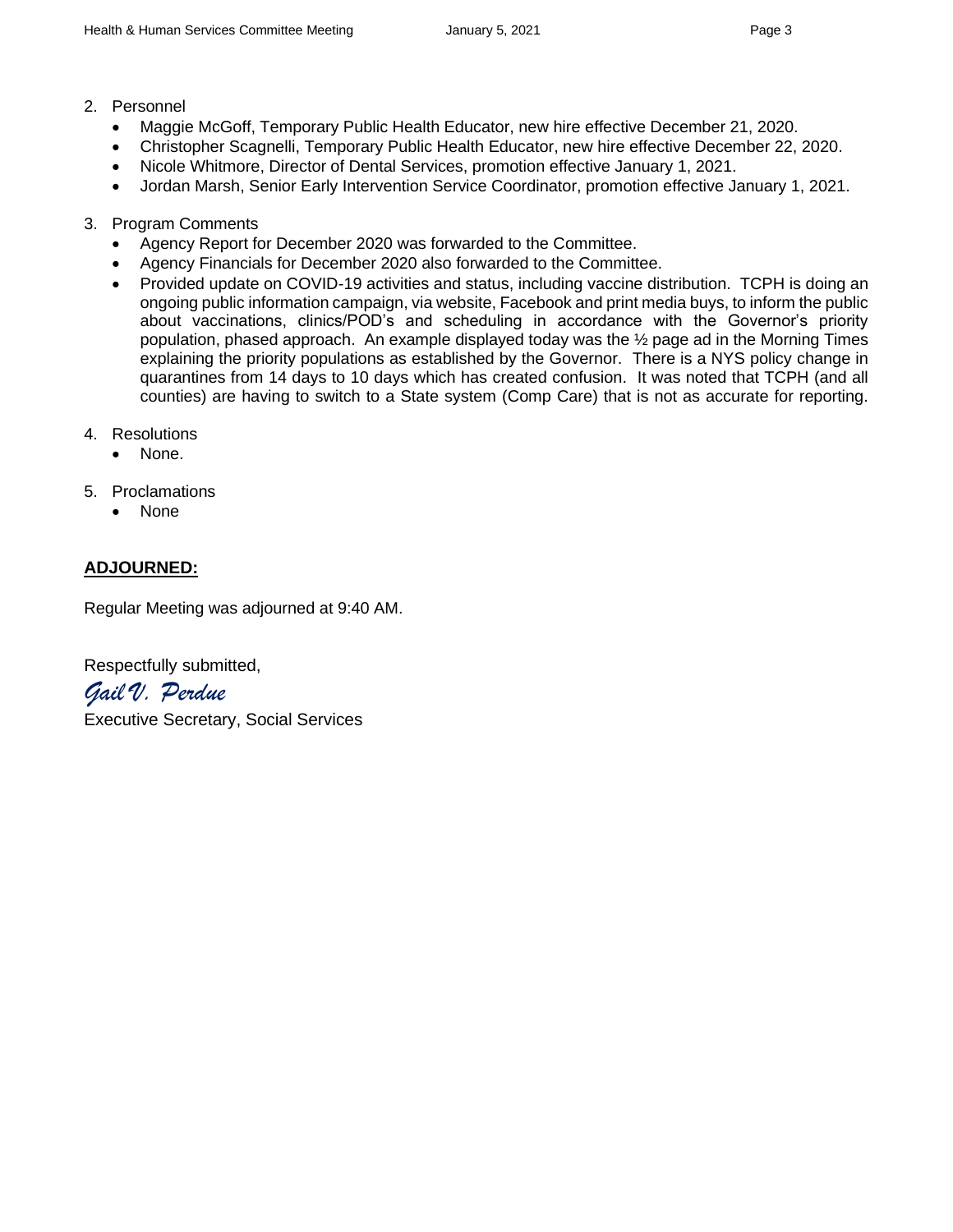2. Personnel
   - Maggie McGoff, Temporary Public Health Educator, new hire effective December 21, 2020.
   - Christopher Scagnelli, Temporary Public Health Educator, new hire effective December 22, 2020.
   - Nicole Whitmore, Director of Dental Services, promotion effective January 1, 2021.
   - Jordan Marsh, Senior Early Intervention Service Coordinator, promotion effective January 1, 2021.

3. Program Comments
   - Agency Report for December 2020 was forwarded to the Committee.
   - Agency Financials for December 2020 also forwarded to the Committee.
   - Provided update on COVID-19 activities and status, including vaccine distribution. TCPH is doing an ongoing public information campaign, via website, Facebook and print media buys, to inform the public about vaccinations, clinics/POD's and scheduling in accordance with the Governor's priority population, phased approach. An example displayed today was the ½ page ad in the Morning Times explaining the priority populations as established by the Governor. There is a NYS policy change in quarantines from 14 days to 10 days which has created confusion. It was noted that TCPH (and all counties) are having to switch to a State system (Comp Care) that is not as accurate for reporting.

4. Resolutions
   - None.

5. Proclamations
   - None

**ADJOURNED:**

Regular Meeting was adjourned at 9:40 AM.

Respectfully submitted,

*Gail V. Perdue*

Executive Secretary, Social Services